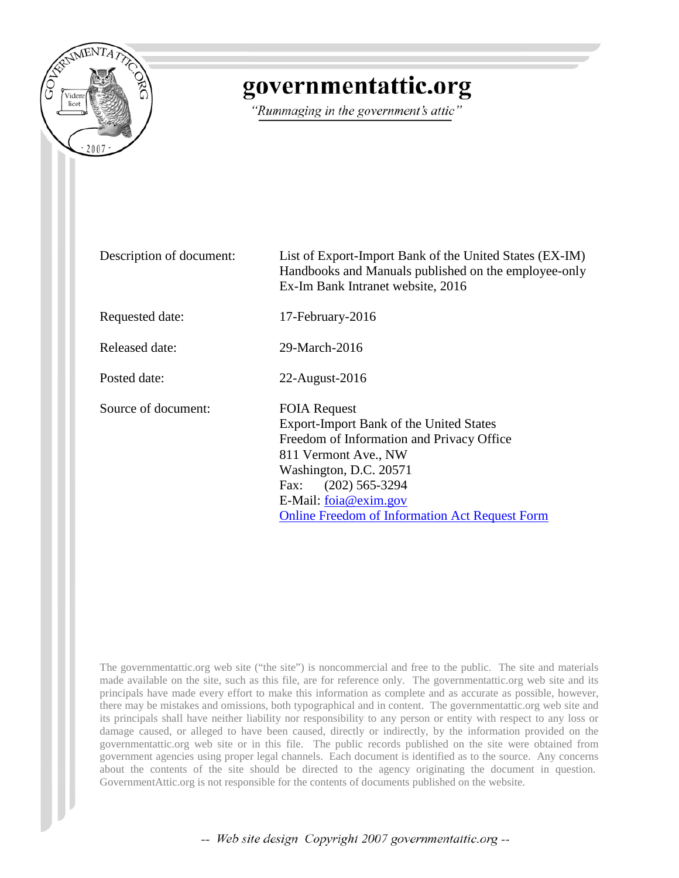# governmentattic.org

*"Rummaging in the government's attic"*

| | |
|---|---|
| Description of document: | List of Export-Import Bank of the United States (EX-IM) Handbooks and Manuals published on the employee-only Ex-Im Bank Intranet website, 2016 |
| Requested date: | 17-February-2016 |
| Released date: | 29-March-2016 |
| Posted date: | 22-August-2016 |
| Source of document: | FOIA Request<br>Export-Import Bank of the United States<br>Freedom of Information and Privacy Office<br>811 Vermont Ave., NW<br>Washington, D.C. 20571<br>Fax: (202) 565-3294<br>E-Mail: foia@exim.gov<br>Online Freedom of Information Act Request Form |

The governmentattic.org web site ("the site") is noncommercial and free to the public. The site and materials made available on the site, such as this file, are for reference only. The governmentattic.org web site and its principals have made every effort to make this information as complete and as accurate as possible, however, there may be mistakes and omissions, both typographical and in content. The governmentattic.org web site and its principals shall have neither liability nor responsibility to any person or entity with respect to any loss or damage caused, or alleged to have been caused, directly or indirectly, by the information provided on the governmentattic.org web site or in this file. The public records published on the site were obtained from government agencies using proper legal channels. Each document is identified as to the source. Any concerns about the contents of the site should be directed to the agency originating the document in question. GovernmentAttic.org is not responsible for the contents of documents published on the website.

*-- Web site design Copyright 2007 governmentattic.org --*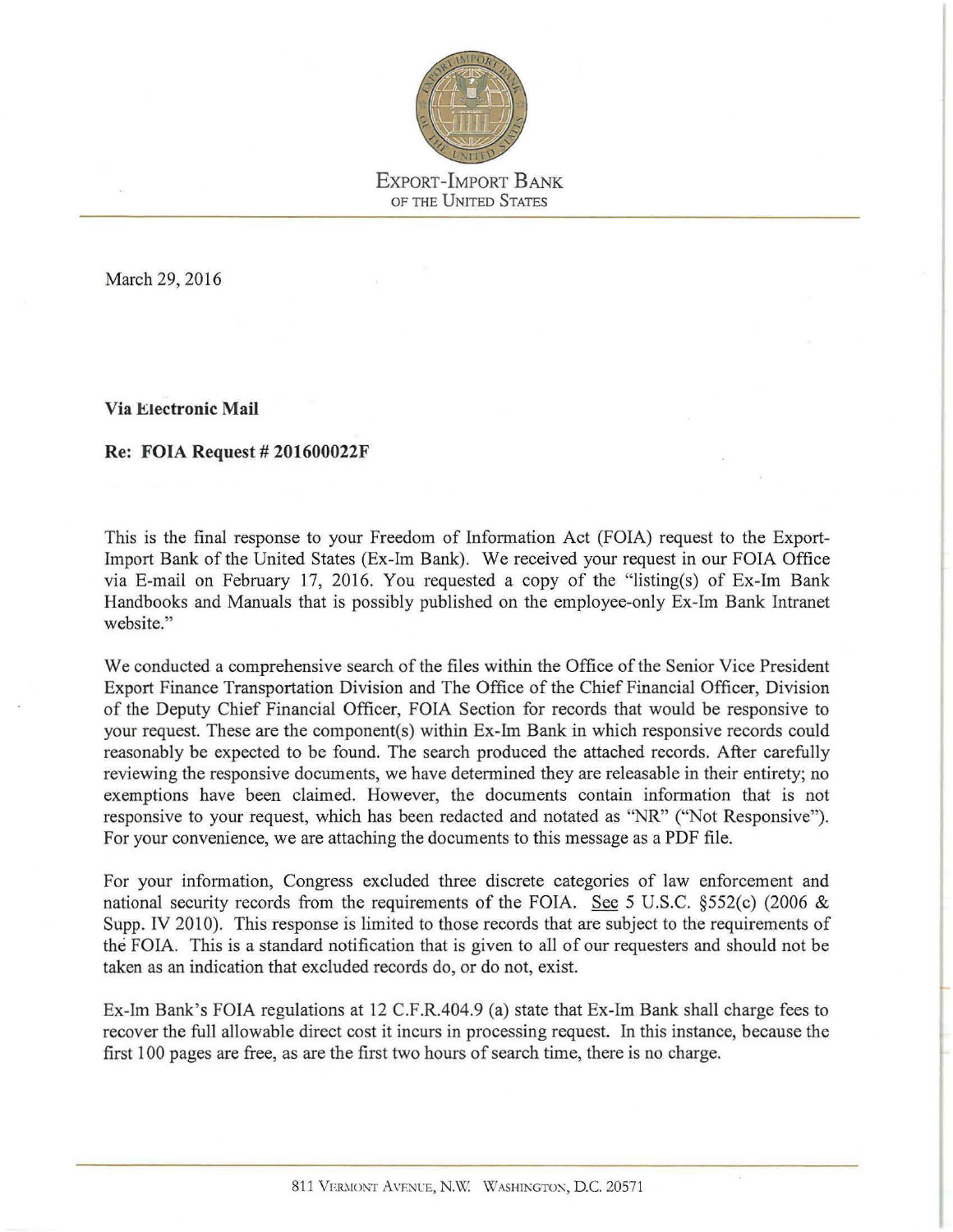EXPORT-IMPORT BANK
OF THE UNITED STATES

March 29, 2016

**Via Electronic Mail**

**Re: FOIA Request # 201600022F**

This is the final response to your Freedom of Information Act (FOIA) request to the Export-Import Bank of the United States (Ex-Im Bank). We received your request in our FOIA Office via E-mail on February 17, 2016. You requested a copy of the "listing(s) of Ex-Im Bank Handbooks and Manuals that is possibly published on the employee-only Ex-Im Bank Intranet website."

We conducted a comprehensive search of the files within the Office of the Senior Vice President Export Finance Transportation Division and The Office of the Chief Financial Officer, Division of the Deputy Chief Financial Officer, FOIA Section for records that would be responsive to your request. These are the component(s) within Ex-Im Bank in which responsive records could reasonably be expected to be found. The search produced the attached records. After carefully reviewing the responsive documents, we have determined they are releasable in their entirety; no exemptions have been claimed. However, the documents contain information that is not responsive to your request, which has been redacted and notated as "NR" ("Not Responsive"). For your convenience, we are attaching the documents to this message as a PDF file.

For your information, Congress excluded three discrete categories of law enforcement and national security records from the requirements of the FOIA. See 5 U.S.C. §552(c) (2006 & Supp. IV 2010). This response is limited to those records that are subject to the requirements of the FOIA. This is a standard notification that is given to all of our requesters and should not be taken as an indication that excluded records do, or do not, exist.

Ex-Im Bank's FOIA regulations at 12 C.F.R.404.9 (a) state that Ex-Im Bank shall charge fees to recover the full allowable direct cost it incurs in processing request. In this instance, because the first 100 pages are free, as are the first two hours of search time, there is no charge.

811 VERMONT AVENUE, N.W. WASHINGTON, D.C. 20571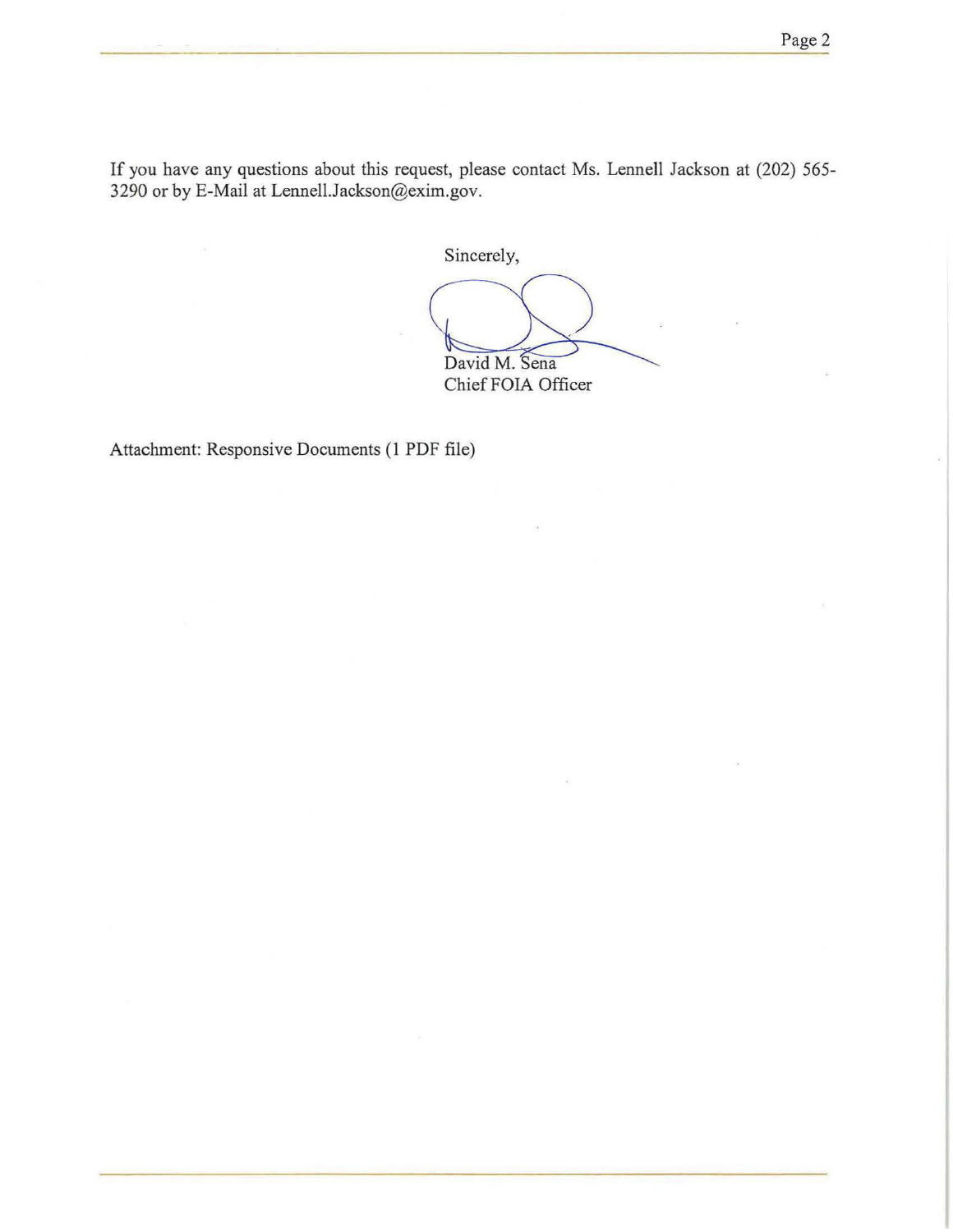If you have any questions about this request, please contact Ms. Lennell Jackson at (202) 565-3290 or by E-Mail at Lennell.Jackson@exim.gov.

Sincerely,

David M. Sena
Chief FOIA Officer

Attachment: Responsive Documents (1 PDF file)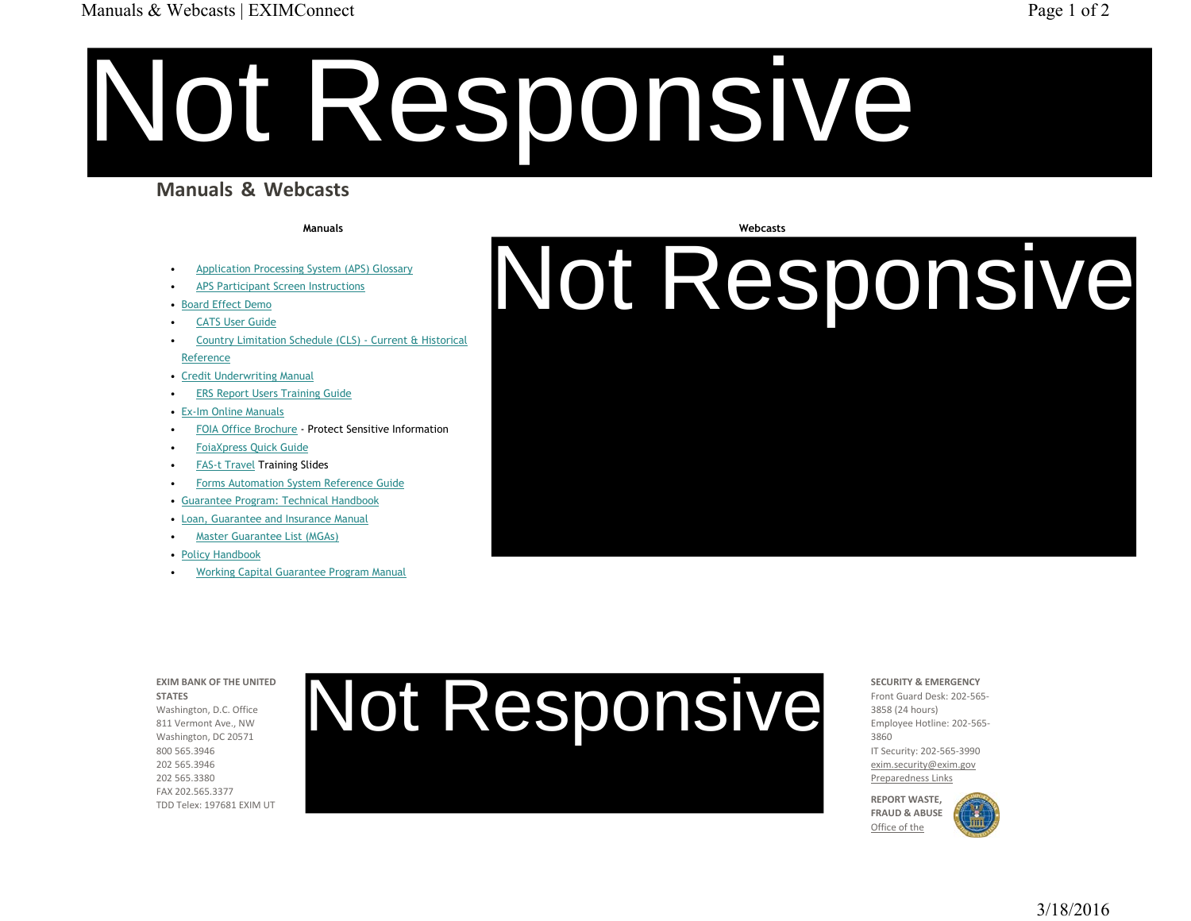Not Responsive

## Manuals & Webcasts

**Manuals**

- Application Processing System (APS) Glossary
- APS Participant Screen Instructions
- Board Effect Demo
- CATS User Guide
- Country Limitation Schedule (CLS) - Current & Historical Reference
- Credit Underwriting Manual
- ERS Report Users Training Guide
- Ex-Im Online Manuals
- FOIA Office Brochure - Protect Sensitive Information
- FoiaXpress Quick Guide
- FAS-t Travel Training Slides
- Forms Automation System Reference Guide
- Guarantee Program: Technical Handbook
- Loan, Guarantee and Insurance Manual
- Master Guarantee List (MGAs)
- Policy Handbook
- Working Capital Guarantee Program Manual

**Webcasts**

Not Responsive

**EXIM BANK OF THE UNITED STATES**
Washington, D.C. Office
811 Vermont Ave., NW
Washington, DC 20571
800 565.3946
202 565.3946
202 565.3380
FAX 202.565.3377
TDD Telex: 197681 EXIM UT

Not Responsive

**SECURITY & EMERGENCY**
Front Guard Desk: 202-565-3858 (24 hours)
Employee Hotline: 202-565-3860
IT Security: 202-565-3990
exim.security@exim.gov
Preparedness Links

**REPORT WASTE, FRAUD & ABUSE**
Office of the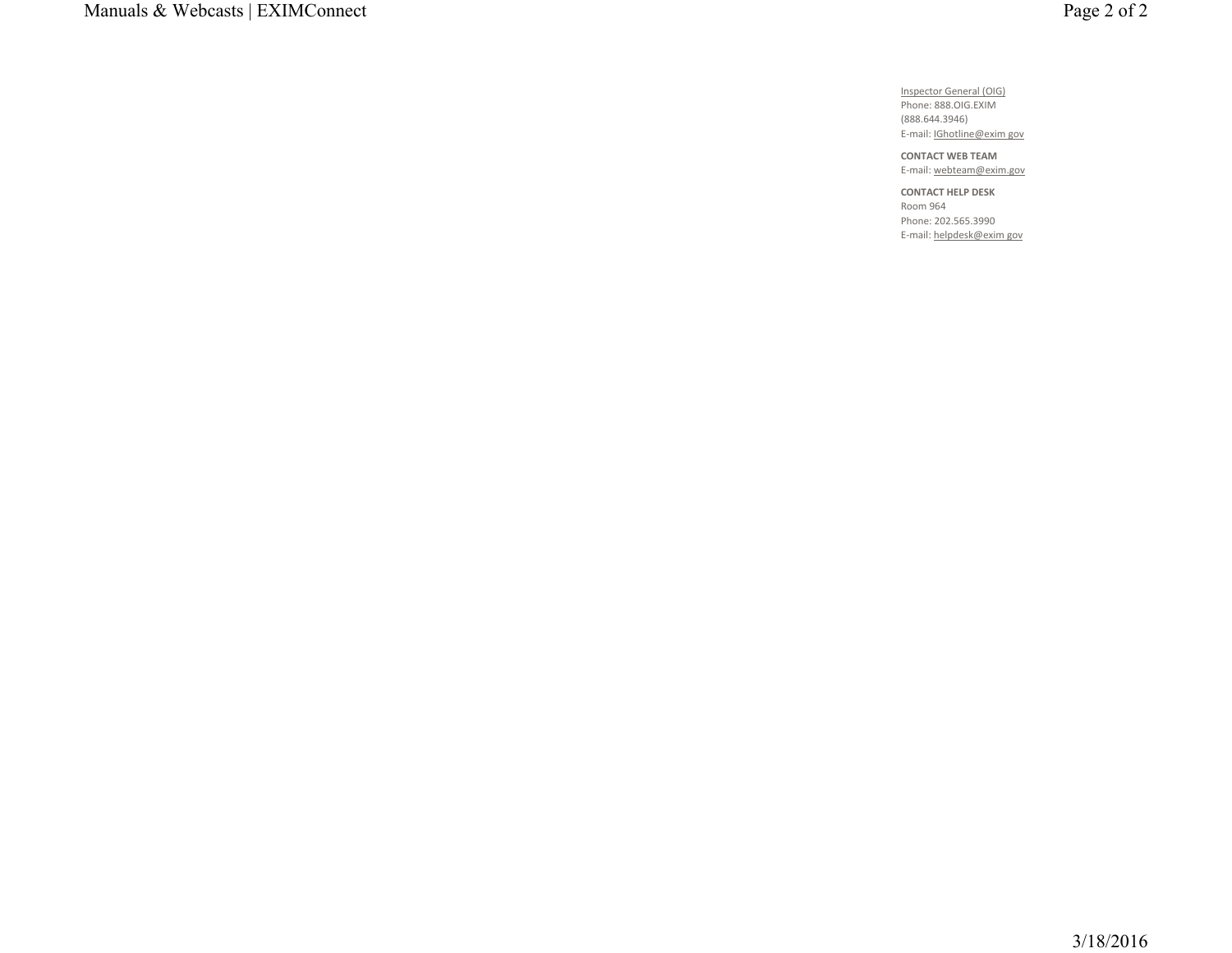Inspector General (OIG)
Phone: 888.OIG.EXIM
(888.644.3946)
E-mail: IGhotline@exim gov

**CONTACT WEB TEAM**
E-mail: webteam@exim.gov

**CONTACT HELP DESK**
Room 964
Phone: 202.565.3990
E-mail: helpdesk@exim gov